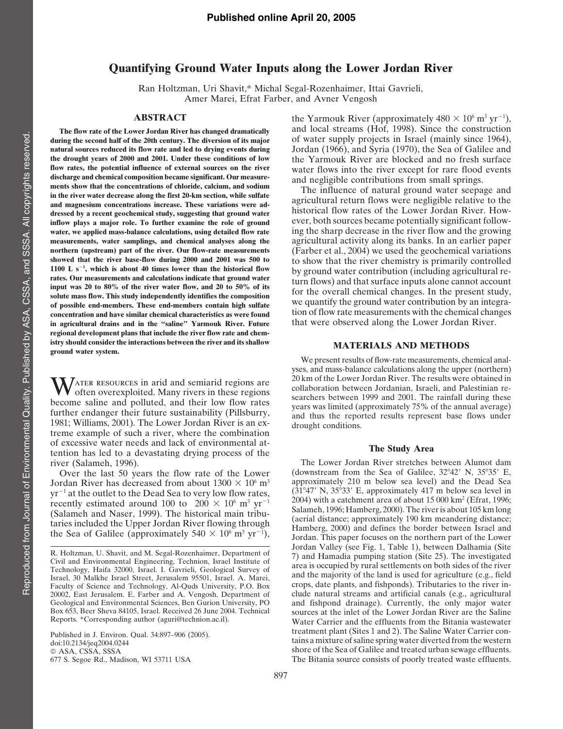Published online April 20, 2005

# Quantifying Ground Water Inputs along the Lower Jordan River

Ran Holtzman, Uri Shavit,* Michal Segal-Rozenhaimer, Ittai Gavrieli, Amer Marei, Efrat Farber, and Avner Vengosh

## ABSTRACT

**The flow rate of the Lower Jordan River has changed dramatically during the second half of the 20th century. The diversion of its major natural sources reduced its flow rate and led to drying events during the drought years of 2000 and 2001. Under these conditions of low flow rates, the potential influence of external sources on the river discharge and chemical composition became significant. Our measurements show that the concentrations of chloride, calcium, and sodium in the river water decrease along the first 20-km section, while sulfate and magnesium concentrations increase. These variations were addressed by a recent geochemical study, suggesting that ground water inflow plays a major role. To further examine the role of ground water, we applied mass-balance calculations, using detailed flow rate measurements, water samplings, and chemical analyses along the northern (upstream) part of the river. Our flow-rate measurements showed that the river base-flow during 2000 and 2001 was 500 to 1100 L s$^{-1}$, which is about 40 times lower than the historical flow rates. Our measurements and calculations indicate that ground water input was 20 to 80% of the river water flow, and 20 to 50% of its solute mass flow. This study independently identifies the composition of possible end-members. These end-members contain high sulfate concentration and have similar chemical characteristics as were found in agricultural drains and in the "saline" Yarmouk River. Future regional development plans that include the river flow rate and chemistry should consider the interactions between the river and its shallow ground water system.**

Water resources in arid and semiarid regions are often overexploited. Many rivers in these regions become saline and polluted, and their low flow rates further endanger their future sustainability (Pillsbury, 1981; Williams, 2001). The Lower Jordan River is an extreme example of such a river, where the combination of excessive water needs and lack of environmental attention has led to a devastating drying process of the river (Salameh, 1996).

Over the last 50 years the flow rate of the Lower Jordan River has decreased from about 1300 × 10$^6$ m$^3$ yr$^{-1}$ at the outlet to the Dead Sea to very low flow rates, recently estimated around 100 to 200 × 10$^6$ m$^3$ yr$^{-1}$ (Salameh and Naser, 1999). The historical main tributaries included the Upper Jordan River flowing through the Sea of Galilee (approximately 540 × 10$^6$ m$^3$ yr$^{-1}$), the Yarmouk River (approximately 480 × 10$^6$ m$^3$ yr$^{-1}$), and local streams (Hof, 1998). Since the construction of water supply projects in Israel (mainly since 1964), Jordan (1966), and Syria (1970), the Sea of Galilee and the Yarmouk River are blocked and no fresh surface water flows into the river except for rare flood events and negligible contributions from small springs.

The influence of natural ground water seepage and agricultural return flows were negligible relative to the historical flow rates of the Lower Jordan River. However, both sources became potentially significant following the sharp decrease in the river flow and the growing agricultural activity along its banks. In an earlier paper (Farber et al., 2004) we used the geochemical variations to show that the river chemistry is primarily controlled by ground water contribution (including agricultural return flows) and that surface inputs alone cannot account for the overall chemical changes. In the present study, we quantify the ground water contribution by an integration of flow rate measurements with the chemical changes that were observed along the Lower Jordan River.

## MATERIALS AND METHODS

We present results of flow-rate measurements, chemical analyses, and mass-balance calculations along the upper (northern) 20 km of the Lower Jordan River. The results were obtained in collaboration between Jordanian, Israeli, and Palestinian researchers between 1999 and 2001. The rainfall during these years was limited (approximately 75% of the annual average) and thus the reported results represent base flows under drought conditions.

### The Study Area

The Lower Jordan River stretches between Alumot dam (downstream from the Sea of Galilee, 32°42′ N, 35°35′ E, approximately 210 m below sea level) and the Dead Sea (31°47′ N, 35°33′ E, approximately 417 m below sea level in 2004) with a catchment area of about 15 000 km$^2$ (Efrat, 1996; Salameh, 1996; Hamberg, 2000). The river is about 105 km long (aerial distance; approximately 190 km meandering distance; Hamberg, 2000) and defines the border between Israel and Jordan. This paper focuses on the northern part of the Lower Jordan Valley (see Fig. 1, Table 1), between Dalhamia (Site 7) and Hamadia pumping station (Site 25). The investigated area is occupied by rural settlements on both sides of the river and the majority of the land is used for agriculture (e.g., field crops, date plants, and fishponds). Tributaries to the river include natural streams and artificial canals (e.g., agricultural and fishpond drainage). Currently, the only major water sources at the inlet of the Lower Jordan River are the Saline Water Carrier and the effluents from the Bitania wastewater treatment plant (Sites 1 and 2). The Saline Water Carrier contains a mixture of saline spring water diverted from the western shore of the Sea of Galilee and treated urban sewage effluents. The Bitania source consists of poorly treated waste effluents.

R. Holtzman, U. Shavit, and M. Segal-Rozenhaimer, Department of Civil and Environmental Engineering, Technion, Israel Institute of Technology, Haifa 32000, Israel. I. Gavrieli, Geological Survey of Israel, 30 Malkhe Israel Street, Jerusalem 95501, Israel. A. Marei, Faculty of Science and Technology, Al-Quds University, P.O. Box 20002, East Jerusalem. E. Farber and A. Vengosh, Department of Geological and Environmental Sciences, Ben Gurion University, PO Box 653, Beer Sheva 84105, Israel. Received 26 June 2004. Technical Reports. *Corresponding author (aguri@technion.ac.il).

Published in J. Environ. Qual. 34:897–906 (2005).
doi:10.2134/jeq2004.0244
© ASA, CSSA, SSSA
677 S. Segoe Rd., Madison, WI 53711 USA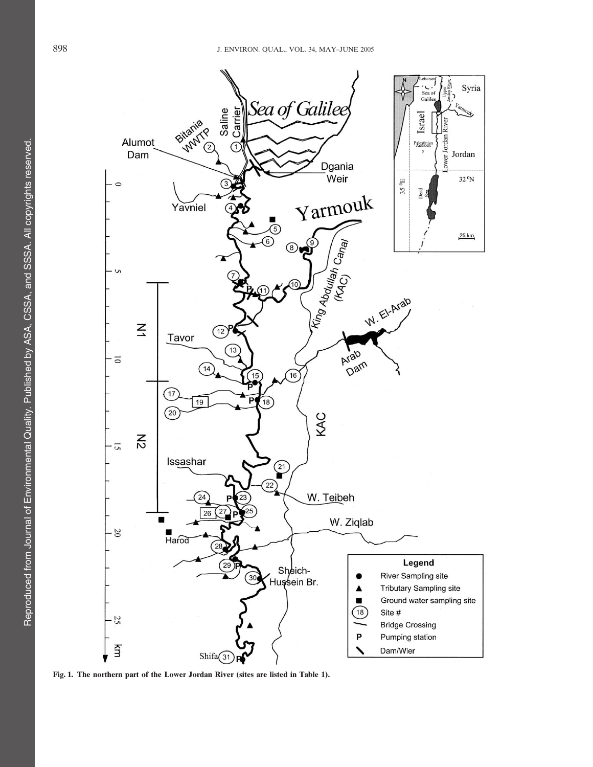Fig. 1. The northern part of the Lower Jordan River (sites are listed in Table 1).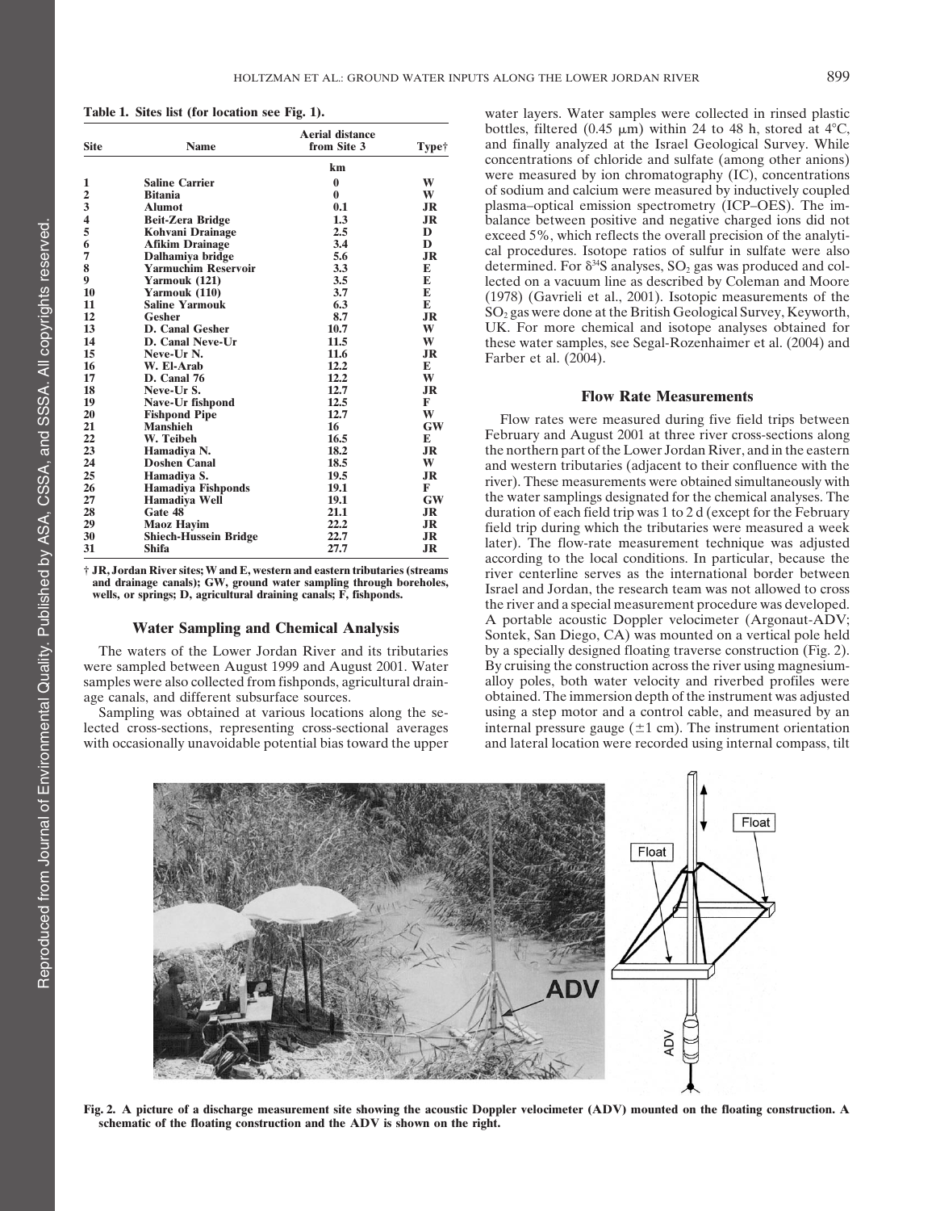**Table 1. Sites list (for location see Fig. 1).**

| Site | Name | Aerial distance from Site 3 | Type† |
|---|---|---|---|
| | | km | |
| 1 | Saline Carrier | 0 | W |
| 2 | Bitania | 0 | W |
| 3 | Alumot | 0.1 | JR |
| 4 | Beit-Zera Bridge | 1.3 | JR |
| 5 | Kohvani Drainage | 2.5 | D |
| 6 | Afikim Drainage | 3.4 | D |
| 7 | Dalhamiya bridge | 5.6 | JR |
| 8 | Yarmuchim Reservoir | 3.3 | E |
| 9 | Yarmouk (121) | 3.5 | E |
| 10 | Yarmouk (110) | 3.7 | E |
| 11 | Saline Yarmouk | 6.3 | E |
| 12 | Gesher | 8.7 | JR |
| 13 | D. Canal Gesher | 10.7 | W |
| 14 | D. Canal Neve-Ur | 11.5 | W |
| 15 | Neve-Ur N. | 11.6 | JR |
| 16 | W. El-Arab | 12.2 | E |
| 17 | D. Canal 76 | 12.2 | W |
| 18 | Neve-Ur S. | 12.7 | JR |
| 19 | Nave-Ur fishpond | 12.5 | F |
| 20 | Fishpond Pipe | 12.7 | W |
| 21 | Manshieh | 16 | GW |
| 22 | W. Teibeh | 16.5 | E |
| 23 | Hamadiya N. | 18.2 | JR |
| 24 | Doshen Canal | 18.5 | W |
| 25 | Hamadiya S. | 19.5 | JR |
| 26 | Hamadiya Fishponds | 19.1 | F |
| 27 | Hamadiya Well | 19.1 | GW |
| 28 | Gate 48 | 21.1 | JR |
| 29 | Maoz Hayim | 22.2 | JR |
| 30 | Shiech-Hussein Bridge | 22.7 | JR |
| 31 | Shifa | 27.7 | JR |

† JR, Jordan River sites; W and E, western and eastern tributaries (streams and drainage canals); GW, ground water sampling through boreholes, wells, or springs; D, agricultural draining canals; F, fishponds.

## Water Sampling and Chemical Analysis

The waters of the Lower Jordan River and its tributaries were sampled between August 1999 and August 2001. Water samples were also collected from fishponds, agricultural drainage canals, and different subsurface sources.

Sampling was obtained at various locations along the selected cross-sections, representing cross-sectional averages with occasionally unavoidable potential bias toward the upper water layers. Water samples were collected in rinsed plastic bottles, filtered (0.45 μm) within 24 to 48 h, stored at 4°C, and finally analyzed at the Israel Geological Survey. While concentrations of chloride and sulfate (among other anions) were measured by ion chromatography (IC), concentrations of sodium and calcium were measured by inductively coupled plasma–optical emission spectrometry (ICP–OES). The imbalance between positive and negative charged ions did not exceed 5%, which reflects the overall precision of the analytical procedures. Isotope ratios of sulfur in sulfate were also determined. For $\delta^{34}S$ analyses, $SO_2$ gas was produced and collected on a vacuum line as described by Coleman and Moore (1978) (Gavrieli et al., 2001). Isotopic measurements of the $SO_2$ gas were done at the British Geological Survey, Keyworth, UK. For more chemical and isotope analyses obtained for these water samples, see Segal-Rozenhaimer et al. (2004) and Farber et al. (2004).

## Flow Rate Measurements

Flow rates were measured during five field trips between February and August 2001 at three river cross-sections along the northern part of the Lower Jordan River, and in the eastern and western tributaries (adjacent to their confluence with the river). These measurements were obtained simultaneously with the water samplings designated for the chemical analyses. The duration of each field trip was 1 to 2 d (except for the February field trip during which the tributaries were measured a week later). The flow-rate measurement technique was adjusted according to the local conditions. In particular, because the river centerline serves as the international border between Israel and Jordan, the research team was not allowed to cross the river and a special measurement procedure was developed. A portable acoustic Doppler velocimeter (Argonaut-ADV; Sontek, San Diego, CA) was mounted on a vertical pole held by a specially designed floating traverse construction (Fig. 2). By cruising the construction across the river using magnesium-alloy poles, both water velocity and riverbed profiles were obtained. The immersion depth of the instrument was adjusted using a step motor and a control cable, and measured by an internal pressure gauge (±1 cm). The instrument orientation and lateral location were recorded using internal compass, tilt

Fig. 2. A picture of a discharge measurement site showing the acoustic Doppler velocimeter (ADV) mounted on the floating construction. A schematic of the floating construction and the ADV is shown on the right.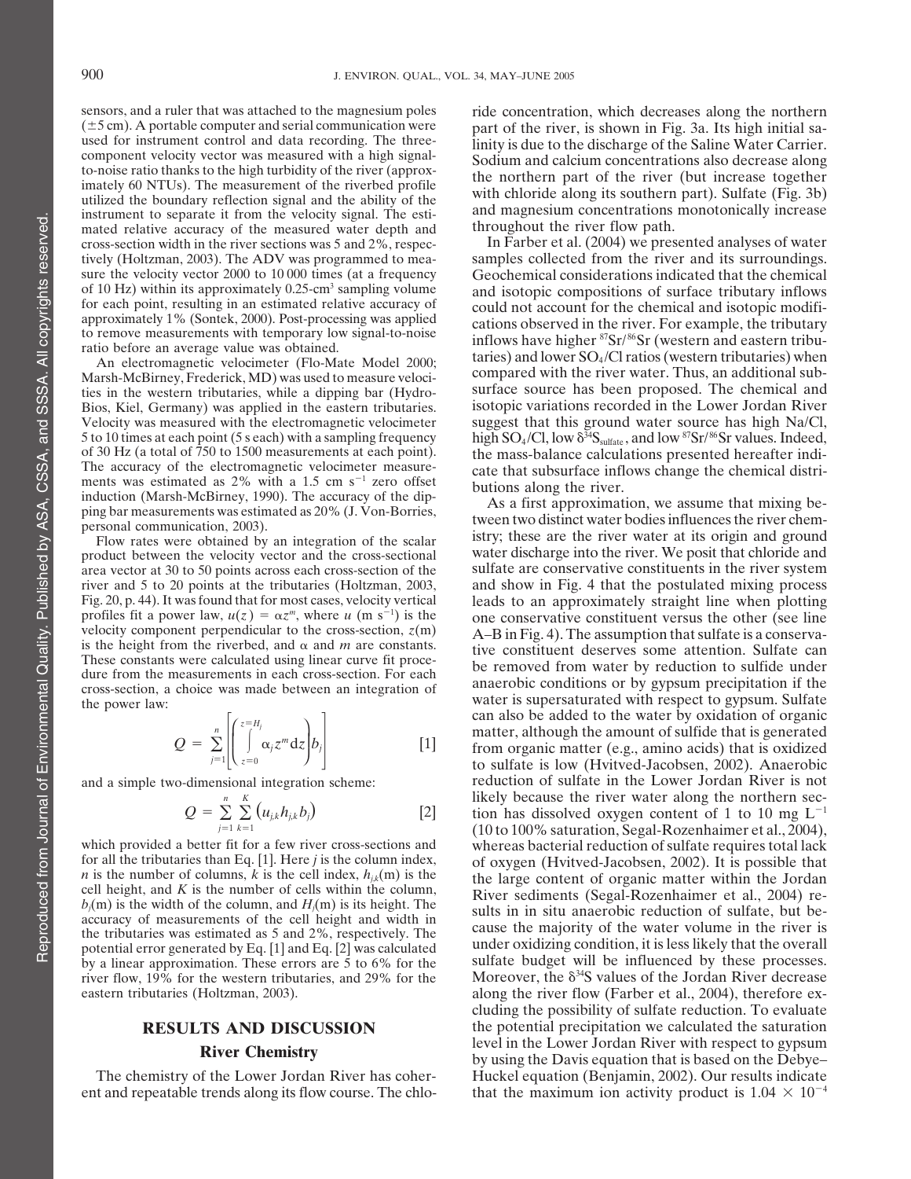sensors, and a ruler that was attached to the magnesium poles ($\pm 5$ cm). A portable computer and serial communication were used for instrument control and data recording. The three-component velocity vector was measured with a high signal-to-noise ratio thanks to the high turbidity of the river (approximately 60 NTUs). The measurement of the riverbed profile utilized the boundary reflection signal and the ability of the instrument to separate it from the velocity signal. The estimated relative accuracy of the measured water depth and cross-section width in the river sections was 5 and 2%, respectively (Holtzman, 2003). The ADV was programmed to measure the velocity vector 2000 to 10 000 times (at a frequency of 10 Hz) within its approximately 0.25-cm$^3$ sampling volume for each point, resulting in an estimated relative accuracy of approximately 1% (Sontek, 2000). Post-processing was applied to remove measurements with temporary low signal-to-noise ratio before an average value was obtained.

An electromagnetic velocimeter (Flo-Mate Model 2000; Marsh-McBirney, Frederick, MD) was used to measure velocities in the western tributaries, while a dipping bar (Hydro-Bios, Kiel, Germany) was applied in the eastern tributaries. Velocity was measured with the electromagnetic velocimeter 5 to 10 times at each point (5 s each) with a sampling frequency of 30 Hz (a total of 750 to 1500 measurements at each point). The accuracy of the electromagnetic velocimeter measurements was estimated as 2% with a 1.5 cm s$^{-1}$ zero offset induction (Marsh-McBirney, 1990). The accuracy of the dipping bar measurements was estimated as 20% (J. Von-Borries, personal communication, 2003).

Flow rates were obtained by an integration of the scalar product between the velocity vector and the cross-sectional area vector at 30 to 50 points across each cross-section of the river and 5 to 20 points at the tributaries (Holtzman, 2003, Fig. 20, p. 44). It was found that for most cases, velocity vertical profiles fit a power law, $u(z) = \alpha z^m$, where $u$ (m s$^{-1}$) is the velocity component perpendicular to the cross-section, $z$(m) is the height from the riverbed, and $\alpha$ and $m$ are constants. These constants were calculated using linear curve fit procedure from the measurements in each cross-section. For each cross-section, a choice was made between an integration of the power law:

$$Q = \sum_{j=1}^{n}\left[\left(\int_{z=0}^{z=H_j} \alpha_j z^m \, dz\right) b_j\right] \qquad [1]$$

and a simple two-dimensional integration scheme:

$$Q = \sum_{j=1}^{n}\sum_{k=1}^{K}\left(u_{j,k} h_{j,k} b_j\right) \qquad [2]$$

which provided a better fit for a few river cross-sections and for all the tributaries than Eq. [1]. Here $j$ is the column index, $n$ is the number of columns, $k$ is the cell index, $h_{j,k}$(m) is the cell height, and $K$ is the number of cells within the column, $b_j$(m) is the width of the column, and $H_j$(m) is its height. The accuracy of measurements of the cell height and width in the tributaries was estimated as 5 and 2%, respectively. The potential error generated by Eq. [1] and Eq. [2] was calculated by a linear approximation. These errors are 5 to 6% for the river flow, 19% for the western tributaries, and 29% for the eastern tributaries (Holtzman, 2003).

## RESULTS AND DISCUSSION

### River Chemistry

The chemistry of the Lower Jordan River has coherent and repeatable trends along its flow course. The chloride concentration, which decreases along the northern part of the river, is shown in Fig. 3a. Its high initial salinity is due to the discharge of the Saline Water Carrier. Sodium and calcium concentrations also decrease along the northern part of the river (but increase together with chloride along its southern part). Sulfate (Fig. 3b) and magnesium concentrations monotonically increase throughout the river flow path.

In Farber et al. (2004) we presented analyses of water samples collected from the river and its surroundings. Geochemical considerations indicated that the chemical and isotopic compositions of surface tributary inflows could not account for the chemical and isotopic modifications observed in the river. For example, the tributary inflows have higher $^{87}Sr/^{86}Sr$ (western and eastern tributaries) and lower $SO_4$/Cl ratios (western tributaries) when compared with the river water. Thus, an additional subsurface source has been proposed. The chemical and isotopic variations recorded in the Lower Jordan River suggest that this ground water source has high Na/Cl, high $SO_4$/Cl, low $\delta^{34}S_{sulfate}$, and low $^{87}Sr/^{86}Sr$ values. Indeed, the mass-balance calculations presented hereafter indicate that subsurface inflows change the chemical distributions along the river.

As a first approximation, we assume that mixing between two distinct water bodies influences the river chemistry; these are the river water at its origin and ground water discharge into the river. We posit that chloride and sulfate are conservative constituents in the river system and show in Fig. 4 that the postulated mixing process leads to an approximately straight line when plotting one conservative constituent versus the other (see line A–B in Fig. 4). The assumption that sulfate is a conservative constituent deserves some attention. Sulfate can be removed from water by reduction to sulfide under anaerobic conditions or by gypsum precipitation if the water is supersaturated with respect to gypsum. Sulfate can also be added to the water by oxidation of organic matter, although the amount of sulfide that is generated from organic matter (e.g., amino acids) that is oxidized to sulfate is low (Hvitved-Jacobsen, 2002). Anaerobic reduction of sulfate in the Lower Jordan River is not likely because the river water along the northern section has dissolved oxygen content of 1 to 10 mg L$^{-1}$ (10 to 100% saturation, Segal-Rozenhaimer et al., 2004), whereas bacterial reduction of sulfate requires total lack of oxygen (Hvitved-Jacobsen, 2002). It is possible that the large content of organic matter within the Jordan River sediments (Segal-Rozenhaimer et al., 2004) results in in situ anaerobic reduction of sulfate, but because the majority of the water volume in the river is under oxidizing condition, it is less likely that the overall sulfate budget will be influenced by these processes. Moreover, the $\delta^{34}S$ values of the Jordan River decrease along the river flow (Farber et al., 2004), therefore excluding the possibility of sulfate reduction. To evaluate the potential precipitation we calculated the saturation level in the Lower Jordan River with respect to gypsum by using the Davis equation that is based on the Debye–Huckel equation (Benjamin, 2002). Our results indicate that the maximum ion activity product is $1.04 \times 10^{-4}$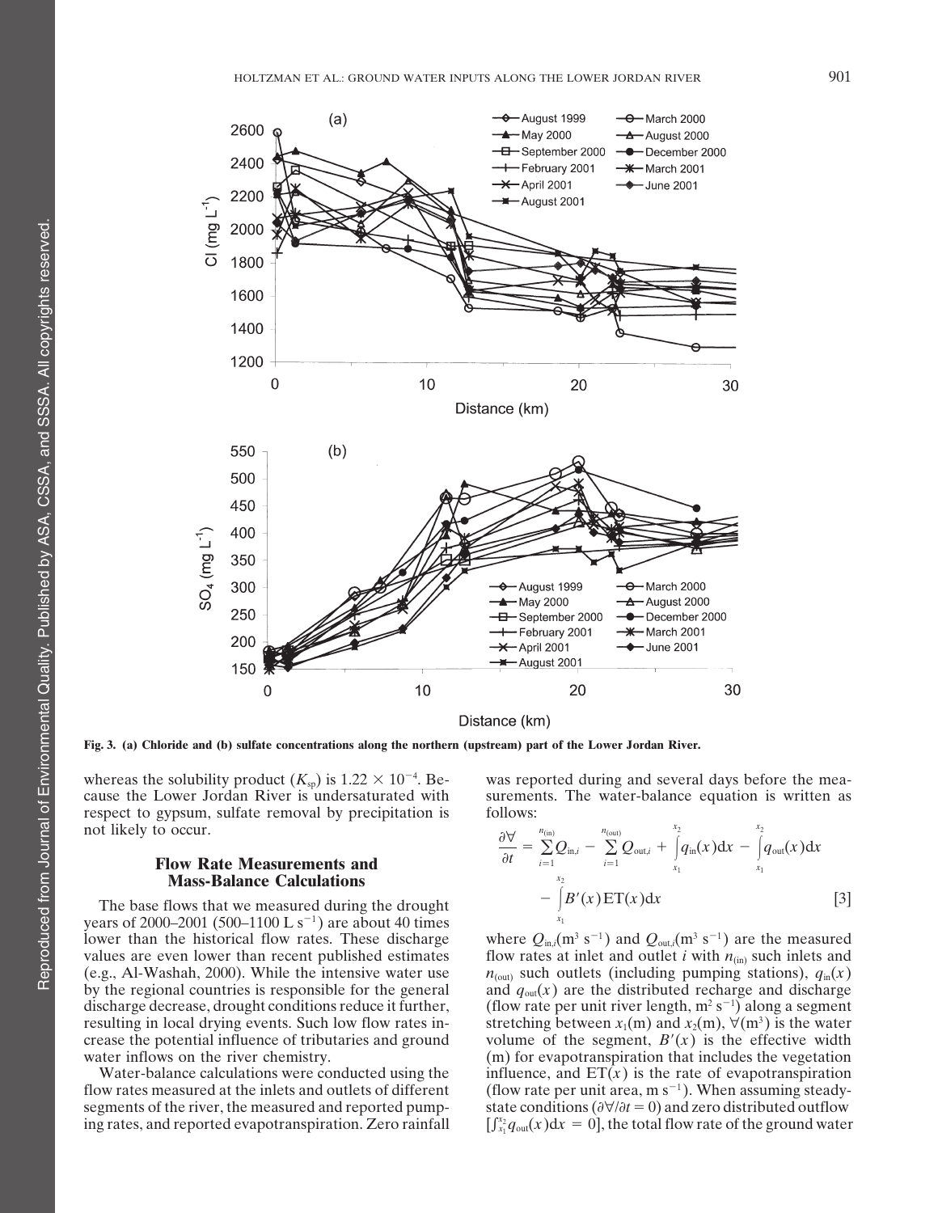Fig. 3. (a) Chloride and (b) sulfate concentrations along the northern (upstream) part of the Lower Jordan River.

whereas the solubility product ($K_{sp}$) is $1.22 \times 10^{-4}$. Because the Lower Jordan River is undersaturated with respect to gypsum, sulfate removal by precipitation is not likely to occur.

## Flow Rate Measurements and Mass-Balance Calculations

The base flows that we measured during the drought years of 2000–2001 (500–1100 L $s^{-1}$) are about 40 times lower than the historical flow rates. These discharge values are even lower than recent published estimates (e.g., Al-Washah, 2000). While the intensive water use by the regional countries is responsible for the general discharge decrease, drought conditions reduce it further, resulting in local drying events. Such low flow rates increase the potential influence of tributaries and ground water inflows on the river chemistry.

Water-balance calculations were conducted using the flow rates measured at the inlets and outlets of different segments of the river, the measured and reported pumping rates, and reported evapotranspiration. Zero rainfall was reported during and several days before the measurements. The water-balance equation is written as follows:

$$\frac{\partial \forall}{\partial t} = \sum_{i=1}^{n_{(\text{in})}} Q_{\text{in},i} - \sum_{i=1}^{n_{(\text{out})}} Q_{\text{out},i} + \int_{x_1}^{x_2} q_{\text{in}}(x)\text{d}x - \int_{x_1}^{x_2} q_{\text{out}}(x)\text{d}x - \int_{x_1}^{x_2} B'(x)\,\text{ET}(x)\text{d}x \quad [3]$$

where $Q_{\text{in},i}$($m^3$ $s^{-1}$) and $Q_{\text{out},i}$($m^3$ $s^{-1}$) are the measured flow rates at inlet and outlet $i$ with $n_{(\text{in})}$ such inlets and $n_{(\text{out})}$ such outlets (including pumping stations), $q_{\text{in}}(x)$ and $q_{\text{out}}(x)$ are the distributed recharge and discharge (flow rate per unit river length, $m^2$ $s^{-1}$) along a segment stretching between $x_1$(m) and $x_2$(m), $\forall$($m^3$) is the water volume of the segment, $B'(x)$ is the effective width (m) for evapotranspiration that includes the vegetation influence, and $\text{ET}(x)$ is the rate of evapotranspiration (flow rate per unit area, m $s^{-1}$). When assuming steady-state conditions ($\partial \forall / \partial t = 0$) and zero distributed outflow [$\int_{x_1}^{x_2} q_{\text{out}}(x)\text{d}x = 0$], the total flow rate of the ground water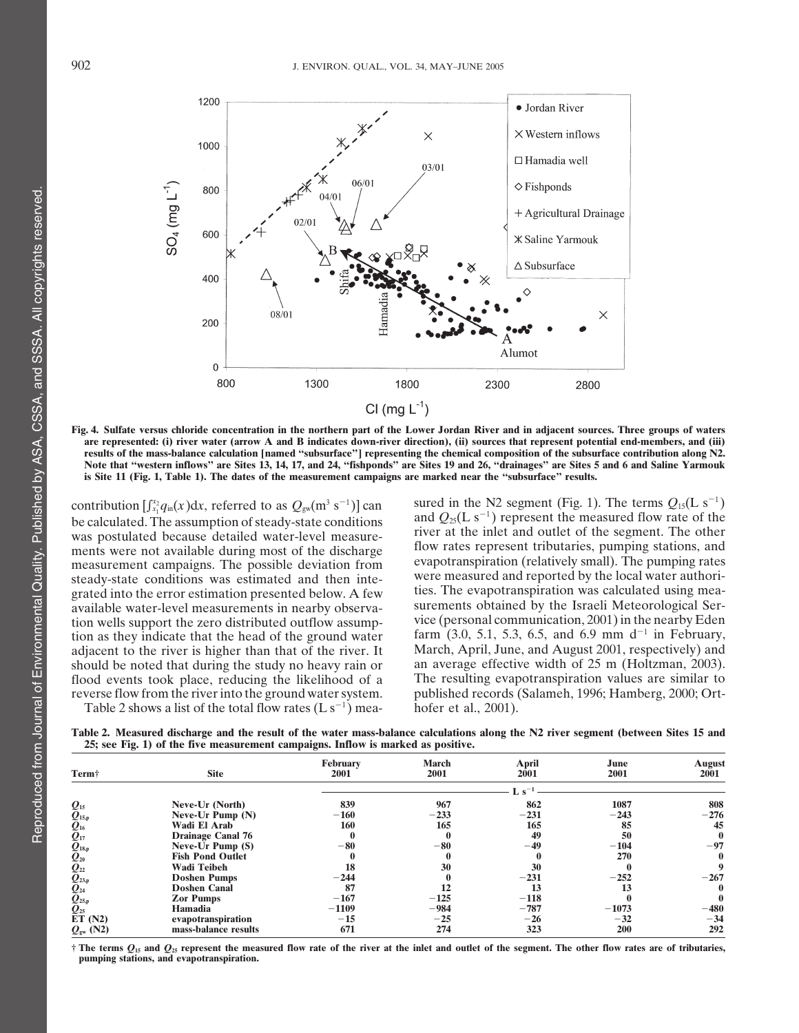Fig. 4. Sulfate versus chloride concentration in the northern part of the Lower Jordan River and in adjacent sources. Three groups of waters are represented: (i) river water (arrow A and B indicates down-river direction), (ii) sources that represent potential end-members, and (iii) results of the mass-balance calculation [named "subsurface"] representing the chemical composition of the subsurface contribution along N2. Note that "western inflows" are Sites 13, 14, 17, and 24, "fishponds" are Sites 19 and 26, "drainages" are Sites 5 and 6 and Saline Yarmouk is Site 11 (Fig. 1, Table 1). The dates of the measurement campaigns are marked near the "subsurface" results.

contribution $[\int_{x_1}^{x_2} q_{in}(x)dx$, referred to as $Q_{gw}(m^3\ s^{-1})]$ can be calculated. The assumption of steady-state conditions was postulated because detailed water-level measurements were not available during most of the discharge measurement campaigns. The possible deviation from steady-state conditions was estimated and then integrated into the error estimation presented below. A few available water-level measurements in nearby observation wells support the zero distributed outflow assumption as they indicate that the head of the ground water adjacent to the river is higher than that of the river. It should be noted that during the study no heavy rain or flood events took place, reducing the likelihood of a reverse flow from the river into the ground water system.

Table 2 shows a list of the total flow rates (L $s^{-1}$) measured in the N2 segment (Fig. 1). The terms $Q_{15}$(L $s^{-1}$) and $Q_{25}$(L $s^{-1}$) represent the measured flow rate of the river at the inlet and outlet of the segment. The other flow rates represent tributaries, pumping stations, and evapotranspiration (relatively small). The pumping rates were measured and reported by the local water authorities. The evapotranspiration was calculated using measurements obtained by the Israeli Meteorological Service (personal communication, 2001) in the nearby Eden farm (3.0, 5.1, 5.3, 6.5, and 6.9 mm $d^{-1}$ in February, March, April, June, and August 2001, respectively) and an average effective width of 25 m (Holtzman, 2003). The resulting evapotranspiration values are similar to published records (Salameh, 1996; Hamberg, 2000; Orthofer et al., 2001).

Table 2. Measured discharge and the result of the water mass-balance calculations along the N2 river segment (between Sites 15 and 25; see Fig. 1) of the five measurement campaigns. Inflow is marked as positive.

| Term† | Site | February 2001 | March 2001 | April 2001 | June 2001 | August 2001 |
|---|---|---|---|---|---|---|
| | | L $s^{-1}$ | | | | |
| $Q_{15}$ | Neve-Ur (North) | 839 | 967 | 862 | 1087 | 808 |
| $Q_{15,p}$ | Neve-Ur Pump (N) | −160 | −233 | −231 | −243 | −276 |
| $Q_{16}$ | Wadi El Arab | 160 | 165 | 165 | 85 | 45 |
| $Q_{17}$ | Drainage Canal 76 | 0 | 0 | 49 | 50 | 0 |
| $Q_{18,p}$ | Neve-Ur Pump (S) | −80 | −80 | −49 | −104 | −97 |
| $Q_{20}$ | Fish Pond Outlet | 0 | 0 | 0 | 270 | 0 |
| $Q_{22}$ | Wadi Teibeh | 18 | 30 | 30 | 0 | 9 |
| $Q_{23,p}$ | Doshen Pumps | −244 | 0 | −231 | −252 | −267 |
| $Q_{24}$ | Doshen Canal | 87 | 12 | 13 | 13 | 0 |
| $Q_{25,p}$ | Zor Pumps | −167 | −125 | −118 | 0 | 0 |
| $Q_{25}$ | Hamadia | −1109 | −984 | −787 | −1073 | −480 |
| ET (N2) | evapotranspiration | −15 | −25 | −26 | −32 | −34 |
| $Q_{gw}$ (N2) | mass-balance results | 671 | 274 | 323 | 200 | 292 |

† The terms $Q_{15}$ and $Q_{25}$ represent the measured flow rate of the river at the inlet and outlet of the segment. The other flow rates are of tributaries, pumping stations, and evapotranspiration.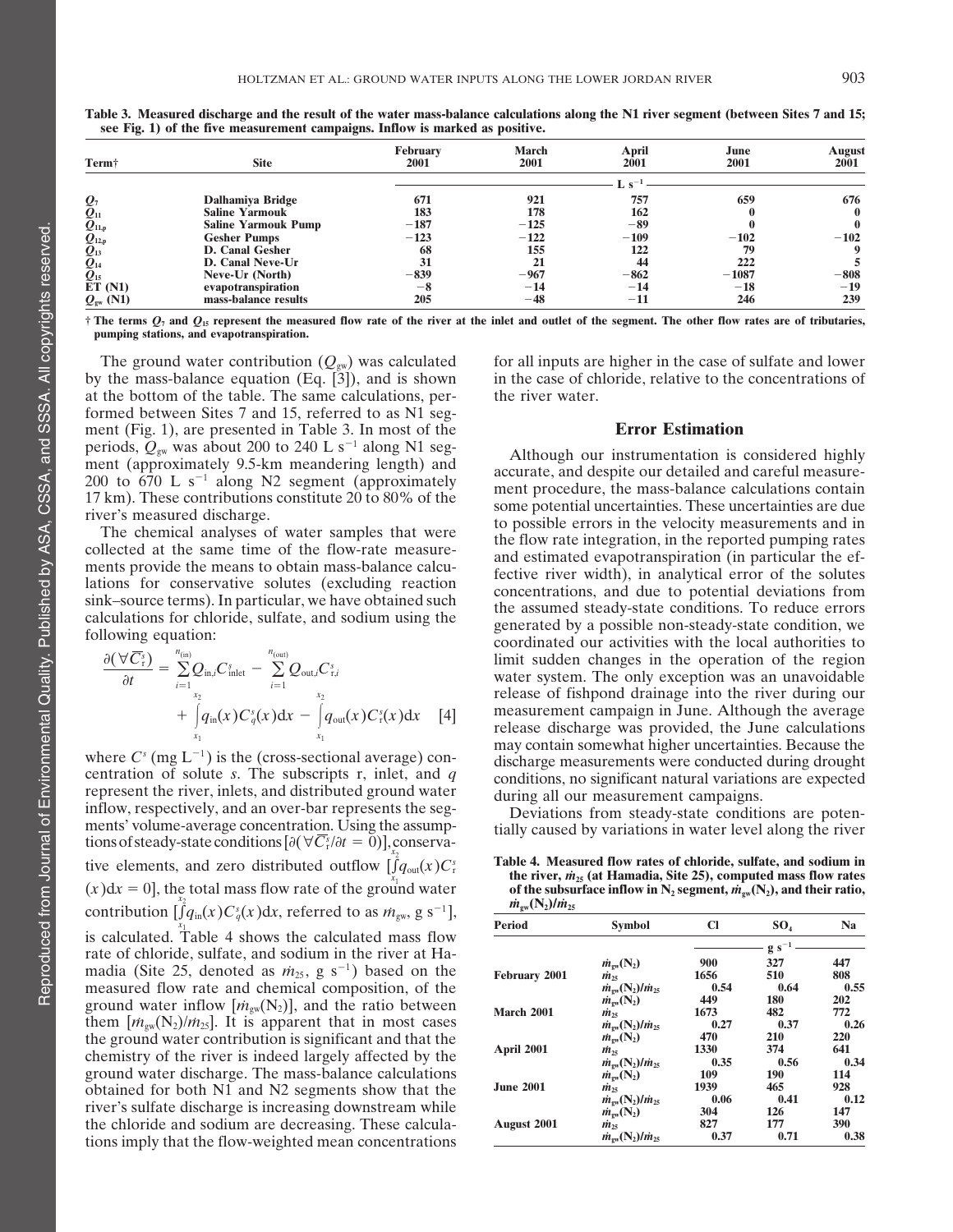**Table 3. Measured discharge and the result of the water mass-balance calculations along the N1 river segment (between Sites 7 and 15; see Fig. 1) of the five measurement campaigns. Inflow is marked as positive.**

| Term† | Site | February 2001 | March 2001 | April 2001 | June 2001 | August 2001 |
|---|---|---|---|---|---|---|
| | | L s$^{-1}$ | | | | |
| $Q_7$ | Dalhamiya Bridge | 671 | 921 | 757 | 659 | 676 |
| $Q_{11}$ | Saline Yarmouk | 183 | 178 | 162 | 0 | 0 |
| $Q_{11,p}$ | Saline Yarmouk Pump | −187 | −125 | −89 | 0 | 0 |
| $Q_{12,p}$ | Gesher Pumps | −123 | −122 | −109 | −102 | −102 |
| $Q_{13}$ | D. Canal Gesher | 68 | 155 | 122 | 79 | 9 |
| $Q_{14}$ | D. Canal Neve-Ur | 31 | 21 | 44 | 222 | 5 |
| $Q_{15}$ | Neve-Ur (North) | −839 | −967 | −862 | −1087 | −808 |
| ET (N1) | evapotranspiration | −8 | −14 | −14 | −18 | −19 |
| $Q_{gw}$ (N1) | mass-balance results | 205 | −48 | −11 | 246 | 239 |

† The terms $Q_7$ and $Q_{15}$ represent the measured flow rate of the river at the inlet and outlet of the segment. The other flow rates are of tributaries, pumping stations, and evapotranspiration.

The ground water contribution ($Q_{gw}$) was calculated by the mass-balance equation (Eq. [3]), and is shown at the bottom of the table. The same calculations, performed between Sites 7 and 15, referred to as N1 segment (Fig. 1), are presented in Table 3. In most of the periods, $Q_{gw}$ was about 200 to 240 L s$^{-1}$ along N1 segment (approximately 9.5-km meandering length) and 200 to 670 L s$^{-1}$ along N2 segment (approximately 17 km). These contributions constitute 20 to 80% of the river's measured discharge.

The chemical analyses of water samples that were collected at the same time of the flow-rate measurements provide the means to obtain mass-balance calculations for conservative solutes (excluding reaction sink–source terms). In particular, we have obtained such calculations for chloride, sulfate, and sodium using the following equation:

$$\frac{\partial(\forall \overline{C_r^s})}{\partial t} = \sum_{i=1}^{n_{(in)}} Q_{in,i} C_{inlet}^s - \sum_{i=1}^{n_{(out)}} Q_{out,i} C_{r,i}^s + \int_{x_1}^{x_2} q_{in}(x) C_q^s(x) dx - \int_{x_1}^{x_2} q_{out}(x) C_r^s(x) dx \quad [4]$$

where $C^s$ (mg L$^{-1}$) is the (cross-sectional average) concentration of solute $s$. The subscripts r, inlet, and $q$ represent the river, inlets, and distributed ground water inflow, respectively, and an over-bar represents the segments' volume-average concentration. Using the assumptions of steady-state conditions $[\partial(\forall \overline{C_r^s}/\partial t = 0)]$, conservative elements, and zero distributed outflow $[\int_{x_1}^{x_2} q_{out}(x) C_r^s(x) dx = 0]$, the total mass flow rate of the ground water contribution $[\int_{x_1}^{x_2} q_{in}(x) C_q^s(x) dx$, referred to as $\dot{m}_{gw}$, g s$^{-1}$], is calculated. Table 4 shows the calculated mass flow rate of chloride, sulfate, and sodium in the river at Hamadia (Site 25, denoted as $\dot{m}_{25}$, g s$^{-1}$) based on the measured flow rate and chemical composition, of the ground water inflow $[\dot{m}_{gw}(N_2)]$, and the ratio between them $[\dot{m}_{gw}(N_2)/\dot{m}_{25}]$. It is apparent that in most cases the ground water contribution is significant and that the chemistry of the river is indeed largely affected by the ground water discharge. The mass-balance calculations obtained for both N1 and N2 segments show that the river's sulfate discharge is increasing downstream while the chloride and sodium are decreasing. These calculations imply that the flow-weighted mean concentrations for all inputs are higher in the case of sulfate and lower in the case of chloride, relative to the concentrations of the river water.

## Error Estimation

Although our instrumentation is considered highly accurate, and despite our detailed and careful measurement procedure, the mass-balance calculations contain some potential uncertainties. These uncertainties are due to possible errors in the velocity measurements and in the flow rate integration, in the reported pumping rates and estimated evapotranspiration (in particular the effective river width), in analytical error of the solutes concentrations, and due to potential deviations from the assumed steady-state conditions. To reduce errors generated by a possible non-steady-state condition, we coordinated our activities with the local authorities to limit sudden changes in the operation of the region water system. The only exception was an unavoidable release of fishpond drainage into the river during our measurement campaign in June. Although the average release discharge was provided, the June calculations may contain somewhat higher uncertainties. Because the discharge measurements were conducted during drought conditions, no significant natural variations are expected during all our measurement campaigns.

Deviations from steady-state conditions are potentially caused by variations in water level along the river

**Table 4. Measured flow rates of chloride, sulfate, and sodium in the river, $\dot{m}_{25}$ (at Hamadia, Site 25), computed mass flow rates of the subsurface inflow in $N_2$ segment, $\dot{m}_{gw}(N_2)$, and their ratio, $\dot{m}_{gw}(N_2)/\dot{m}_{25}$**

| Period | Symbol | Cl | SO$_4$ | Na |
|---|---|---|---|---|
| | | g s$^{-1}$ | | |
| February 2001 | $\dot{m}_{gw}(N_2)$ | 900 | 327 | 447 |
| | $\dot{m}_{25}$ | 1656 | 510 | 808 |
| | $\dot{m}_{gw}(N_2)/\dot{m}_{25}$ | 0.54 | 0.64 | 0.55 |
| March 2001 | $\dot{m}_{gw}(N_2)$ | 449 | 180 | 202 |
| | $\dot{m}_{25}$ | 1673 | 482 | 772 |
| | $\dot{m}_{gw}(N_2)/\dot{m}_{25}$ | 0.27 | 0.37 | 0.26 |
| April 2001 | $\dot{m}_{gw}(N_2)$ | 470 | 210 | 220 |
| | $\dot{m}_{25}$ | 1330 | 374 | 641 |
| | $\dot{m}_{gw}(N_2)/\dot{m}_{25}$ | 0.35 | 0.56 | 0.34 |
| June 2001 | $\dot{m}_{gw}(N_2)$ | 109 | 190 | 114 |
| | $\dot{m}_{25}$ | 1939 | 465 | 928 |
| | $\dot{m}_{gw}(N_2)/\dot{m}_{25}$ | 0.06 | 0.41 | 0.12 |
| August 2001 | $\dot{m}_{gw}(N_2)$ | 304 | 126 | 147 |
| | $\dot{m}_{25}$ | 827 | 177 | 390 |
| | $\dot{m}_{gw}(N_2)/\dot{m}_{25}$ | 0.37 | 0.71 | 0.38 |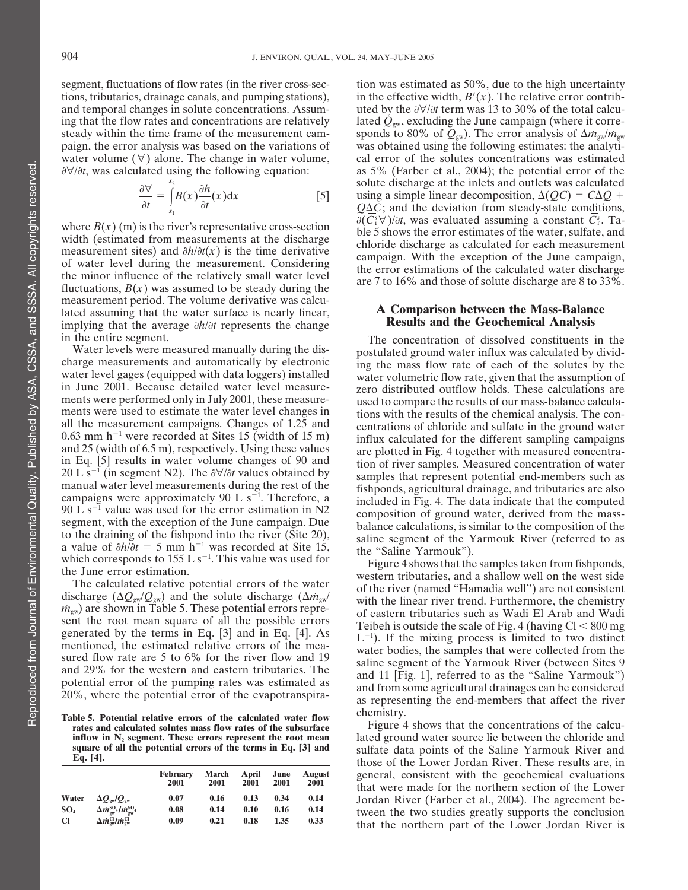segment, fluctuations of flow rates (in the river cross-sections, tributaries, drainage canals, and pumping stations), and temporal changes in solute concentrations. Assuming that the flow rates and concentrations are relatively steady within the time frame of the measurement campaign, the error analysis was based on the variations of water volume ($\forall$) alone. The change in water volume, $\partial\forall/\partial t$, was calculated using the following equation:

$$\frac{\partial \forall}{\partial t} = \int_{x_1}^{x_2} B(x)\frac{\partial h}{\partial t}(x)\mathrm{d}x \qquad [5]$$

where $B(x)$ (m) is the river's representative cross-section width (estimated from measurements at the discharge measurement sites) and $\partial h/\partial t(x)$ is the time derivative of water level during the measurement. Considering the minor influence of the relatively small water level fluctuations, $B(x)$ was assumed to be steady during the measurement period. The volume derivative was calculated assuming that the water surface is nearly linear, implying that the average $\partial h/\partial t$ represents the change in the entire segment.

Water levels were measured manually during the discharge measurements and automatically by electronic water level gages (equipped with data loggers) installed in June 2001. Because detailed water level measurements were performed only in July 2001, these measurements were used to estimate the water level changes in all the measurement campaigns. Changes of 1.25 and 0.63 mm h$^{-1}$ were recorded at Sites 15 (width of 15 m) and 25 (width of 6.5 m), respectively. Using these values in Eq. [5] results in water volume changes of 90 and 20 L s$^{-1}$ (in segment N2). The $\partial\forall/\partial t$ values obtained by manual water level measurements during the rest of the campaigns were approximately 90 L s$^{-1}$. Therefore, a 90 L s$^{-1}$ value was used for the error estimation in N2 segment, with the exception of the June campaign. Due to the draining of the fishpond into the river (Site 20), a value of $\partial h/\partial t = 5$ mm h$^{-1}$ was recorded at Site 15, which corresponds to 155 L s$^{-1}$. This value was used for the June error estimation.

The calculated relative potential errors of the water discharge ($\Delta Q_{gw}/Q_{gw}$) and the solute discharge ($\Delta \dot{m}_{gw}/\dot{m}_{gw}$) are shown in Table 5. These potential errors represent the root mean square of all the possible errors generated by the terms in Eq. [3] and in Eq. [4]. As mentioned, the estimated relative errors of the measured flow rate are 5 to 6% for the river flow and 19 and 29% for the western and eastern tributaries. The potential error of the pumping rates was estimated as 20%, where the potential error of the evapotranspiration was estimated as 50%, due to the high uncertainty in the effective width, $B'(x)$. The relative error contributed by the $\partial\forall/\partial t$ term was 13 to 30% of the total calculated $Q_{gw}$, excluding the June campaign (where it corresponds to 80% of $Q_{gw}$). The error analysis of $\Delta\dot{m}_{gw}/\dot{m}_{gw}$ was obtained using the following estimates: the analytical error of the solutes concentrations was estimated as 5% (Farber et al., 2004); the potential error of the solute discharge at the inlets and outlets was calculated using a simple linear decomposition, $\Delta(QC) = C\Delta Q + Q\Delta C$; and the deviation from steady-state conditions, $\partial(\bar{C}_r^s\forall)/\partial t$, was evaluated assuming a constant $\bar{C}_r^s$. Table 5 shows the error estimates of the water, sulfate, and chloride discharge as calculated for each measurement campaign. With the exception of the June campaign, the error estimations of the calculated water discharge are 7 to 16% and those of solute discharge are 8 to 33%.

Table 5. Potential relative errors of the calculated water flow rates and calculated solutes mass flow rates of the subsurface inflow in $N_2$ segment. These errors represent the root mean square of all the potential errors of the terms in Eq. [3] and Eq. [4].

| | | February 2001 | March 2001 | April 2001 | June 2001 | August 2001 |
|---|---|---|---|---|---|---|
| Water | $\Delta Q_{gw}/Q_{gw}$ | 0.07 | 0.16 | 0.13 | 0.34 | 0.14 |
| $SO_4$ | $\Delta\dot{m}_{gw}^{SO_4}/\dot{m}_{gw}^{SO_4}$ | 0.08 | 0.14 | 0.10 | 0.16 | 0.14 |
| Cl | $\Delta\dot{m}_{gw}^{Cl}/\dot{m}_{gw}^{Cl}$ | 0.09 | 0.21 | 0.18 | 1.35 | 0.33 |

## A Comparison between the Mass-Balance Results and the Geochemical Analysis

The concentration of dissolved constituents in the postulated ground water influx was calculated by dividing the mass flow rate of each of the solutes by the water volumetric flow rate, given that the assumption of zero distributed outflow holds. These calculations are used to compare the results of our mass-balance calculations with the results of the chemical analysis. The concentrations of chloride and sulfate in the ground water influx calculated for the different sampling campaigns are plotted in Fig. 4 together with measured concentration of river samples. Measured concentration of water samples that represent potential end-members such as fishponds, agricultural drainage, and tributaries are also included in Fig. 4. The data indicate that the computed composition of ground water, derived from the mass-balance calculations, is similar to the composition of the saline segment of the Yarmouk River (referred to as the "Saline Yarmouk").

Figure 4 shows that the samples taken from fishponds, western tributaries, and a shallow well on the west side of the river (named "Hamadia well") are not consistent with the linear river trend. Furthermore, the chemistry of eastern tributaries such as Wadi El Arab and Wadi Teibeh is outside the scale of Fig. 4 (having Cl < 800 mg L$^{-1}$). If the mixing process is limited to two distinct water bodies, the samples that were collected from the saline segment of the Yarmouk River (between Sites 9 and 11 [Fig. 1], referred to as the "Saline Yarmouk") and from some agricultural drainages can be considered as representing the end-members that affect the river chemistry.

Figure 4 shows that the concentrations of the calculated ground water source lie between the chloride and sulfate data points of the Saline Yarmouk River and those of the Lower Jordan River. These results are, in general, consistent with the geochemical evaluations that were made for the northern section of the Lower Jordan River (Farber et al., 2004). The agreement between the two studies greatly supports the conclusion that the northern part of the Lower Jordan River is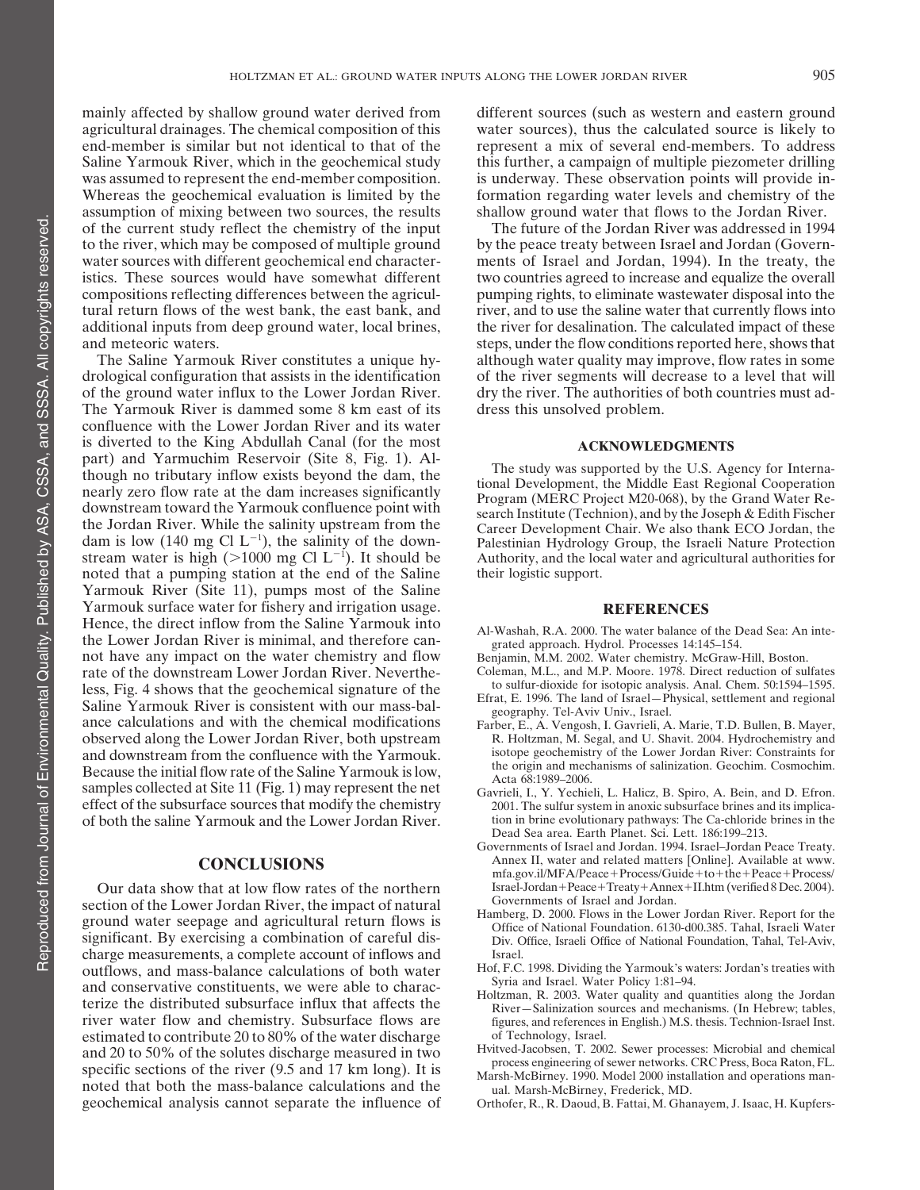mainly affected by shallow ground water derived from agricultural drainages. The chemical composition of this end-member is similar but not identical to that of the Saline Yarmouk River, which in the geochemical study was assumed to represent the end-member composition. Whereas the geochemical evaluation is limited by the assumption of mixing between two sources, the results of the current study reflect the chemistry of the input to the river, which may be composed of multiple ground water sources with different geochemical end characteristics. These sources would have somewhat different compositions reflecting differences between the agricultural return flows of the west bank, the east bank, and additional inputs from deep ground water, local brines, and meteoric waters.

The Saline Yarmouk River constitutes a unique hydrological configuration that assists in the identification of the ground water influx to the Lower Jordan River. The Yarmouk River is dammed some 8 km east of its confluence with the Lower Jordan River and its water is diverted to the King Abdullah Canal (for the most part) and Yarmuchim Reservoir (Site 8, Fig. 1). Although no tributary inflow exists beyond the dam, the nearly zero flow rate at the dam increases significantly downstream toward the Yarmouk confluence point with the Jordan River. While the salinity upstream from the dam is low (140 mg Cl $L^{-1}$), the salinity of the downstream water is high (>1000 mg Cl $L^{-1}$). It should be noted that a pumping station at the end of the Saline Yarmouk River (Site 11), pumps most of the Saline Yarmouk surface water for fishery and irrigation usage. Hence, the direct inflow from the Saline Yarmouk into the Lower Jordan River is minimal, and therefore cannot have any impact on the water chemistry and flow rate of the downstream Lower Jordan River. Nevertheless, Fig. 4 shows that the geochemical signature of the Saline Yarmouk River is consistent with our mass-balance calculations and with the chemical modifications observed along the Lower Jordan River, both upstream and downstream from the confluence with the Yarmouk. Because the initial flow rate of the Saline Yarmouk is low, samples collected at Site 11 (Fig. 1) may represent the net effect of the subsurface sources that modify the chemistry of both the saline Yarmouk and the Lower Jordan River.

## CONCLUSIONS

Our data show that at low flow rates of the northern section of the Lower Jordan River, the impact of natural ground water seepage and agricultural return flows is significant. By exercising a combination of careful discharge measurements, a complete account of inflows and outflows, and mass-balance calculations of both water and conservative constituents, we were able to characterize the distributed subsurface influx that affects the river water flow and chemistry. Subsurface flows are estimated to contribute 20 to 80% of the water discharge and 20 to 50% of the solutes discharge measured in two specific sections of the river (9.5 and 17 km long). It is noted that both the mass-balance calculations and the geochemical analysis cannot separate the influence of different sources (such as western and eastern ground water sources), thus the calculated source is likely to represent a mix of several end-members. To address this further, a campaign of multiple piezometer drilling is underway. These observation points will provide information regarding water levels and chemistry of the shallow ground water that flows to the Jordan River.

The future of the Jordan River was addressed in 1994 by the peace treaty between Israel and Jordan (Governments of Israel and Jordan, 1994). In the treaty, the two countries agreed to increase and equalize the overall pumping rights, to eliminate wastewater disposal into the river, and to use the saline water that currently flows into the river for desalination. The calculated impact of these steps, under the flow conditions reported here, shows that although water quality may improve, flow rates in some of the river segments will decrease to a level that will dry the river. The authorities of both countries must address this unsolved problem.

## ACKNOWLEDGMENTS

The study was supported by the U.S. Agency for International Development, the Middle East Regional Cooperation Program (MERC Project M20-068), by the Grand Water Research Institute (Technion), and by the Joseph & Edith Fischer Career Development Chair. We also thank ECO Jordan, the Palestinian Hydrology Group, the Israeli Nature Protection Authority, and the local water and agricultural authorities for their logistic support.

## REFERENCES

Al-Washah, R.A. 2000. The water balance of the Dead Sea: An integrated approach. Hydrol. Processes 14:145–154.

Benjamin, M.M. 2002. Water chemistry. McGraw-Hill, Boston.

Coleman, M.L., and M.P. Moore. 1978. Direct reduction of sulfates to sulfur-dioxide for isotopic analysis. Anal. Chem. 50:1594–1595.

Efrat, E. 1996. The land of Israel—Physical, settlement and regional geography. Tel-Aviv Univ., Israel.

Farber, E., A. Vengosh, I. Gavrieli, A. Marie, T.D. Bullen, B. Mayer, R. Holtzman, M. Segal, and U. Shavit. 2004. Hydrochemistry and isotope geochemistry of the Lower Jordan River: Constraints for the origin and mechanisms of salinization. Geochim. Cosmochim. Acta 68:1989–2006.

Gavrieli, I., Y. Yechieli, L. Halicz, B. Spiro, A. Bein, and D. Efron. 2001. The sulfur system in anoxic subsurface brines and its implication in brine evolutionary pathways: The Ca-chloride brines in the Dead Sea area. Earth Planet. Sci. Lett. 186:199–213.

Governments of Israel and Jordan. 1994. Israel–Jordan Peace Treaty. Annex II, water and related matters [Online]. Available at www.mfa.gov.il/MFA/Peace+Process/Guide+to+the+Peace+Process/Israel-Jordan+Peace+Treaty+Annex+II.htm (verified 8 Dec. 2004). Governments of Israel and Jordan.

Hamberg, D. 2000. Flows in the Lower Jordan River. Report for the Office of National Foundation. 6130-d00.385. Tahal, Israeli Water Div. Office, Israeli Office of National Foundation, Tahal, Tel-Aviv, Israel.

Hof, F.C. 1998. Dividing the Yarmouk's waters: Jordan's treaties with Syria and Israel. Water Policy 1:81–94.

Holtzman, R. 2003. Water quality and quantities along the Jordan River—Salinization sources and mechanisms. (In Hebrew; tables, figures, and references in English.) M.S. thesis. Technion-Israel Inst. of Technology, Israel.

Hvitved-Jacobsen, T. 2002. Sewer processes: Microbial and chemical process engineering of sewer networks. CRC Press, Boca Raton, FL.

Marsh-McBirney. 1990. Model 2000 installation and operations manual. Marsh-McBirney, Frederick, MD.

Orthofer, R., R. Daoud, B. Fattai, M. Ghanayem, J. Isaac, H. Kupfers-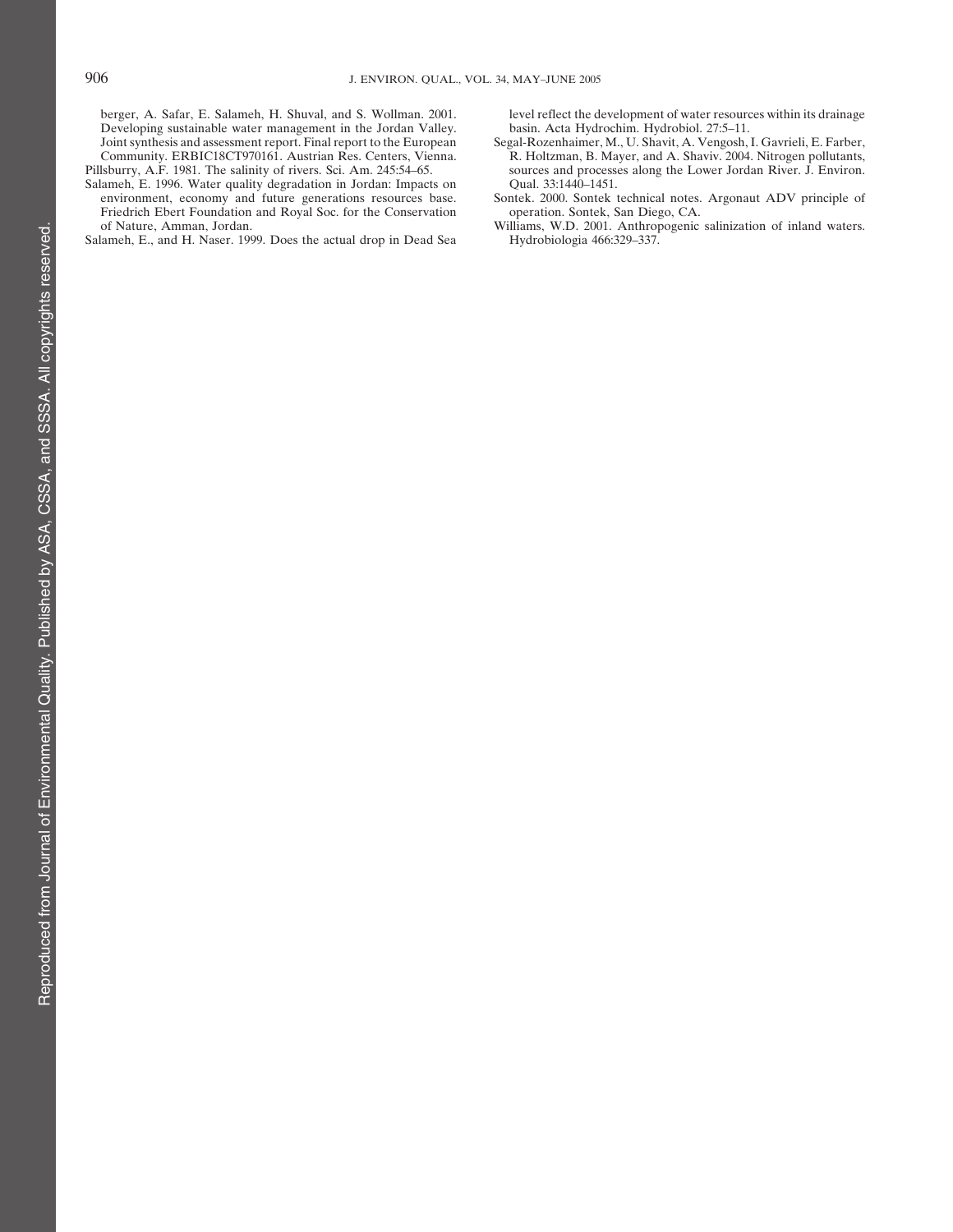berger, A. Safar, E. Salameh, H. Shuval, and S. Wollman. 2001. Developing sustainable water management in the Jordan Valley. Joint synthesis and assessment report. Final report to the European Community. ERBIC18CT970161. Austrian Res. Centers, Vienna.

Pillsburry, A.F. 1981. The salinity of rivers. Sci. Am. 245:54–65.

Salameh, E. 1996. Water quality degradation in Jordan: Impacts on environment, economy and future generations resources base. Friedrich Ebert Foundation and Royal Soc. for the Conservation of Nature, Amman, Jordan.

Salameh, E., and H. Naser. 1999. Does the actual drop in Dead Sea level reflect the development of water resources within its drainage basin. Acta Hydrochim. Hydrobiol. 27:5–11.

Segal-Rozenhaimer, M., U. Shavit, A. Vengosh, I. Gavrieli, E. Farber, R. Holtzman, B. Mayer, and A. Shaviv. 2004. Nitrogen pollutants, sources and processes along the Lower Jordan River. J. Environ. Qual. 33:1440–1451.

Sontek. 2000. Sontek technical notes. Argonaut ADV principle of operation. Sontek, San Diego, CA.

Williams, W.D. 2001. Anthropogenic salinization of inland waters. Hydrobiologia 466:329–337.